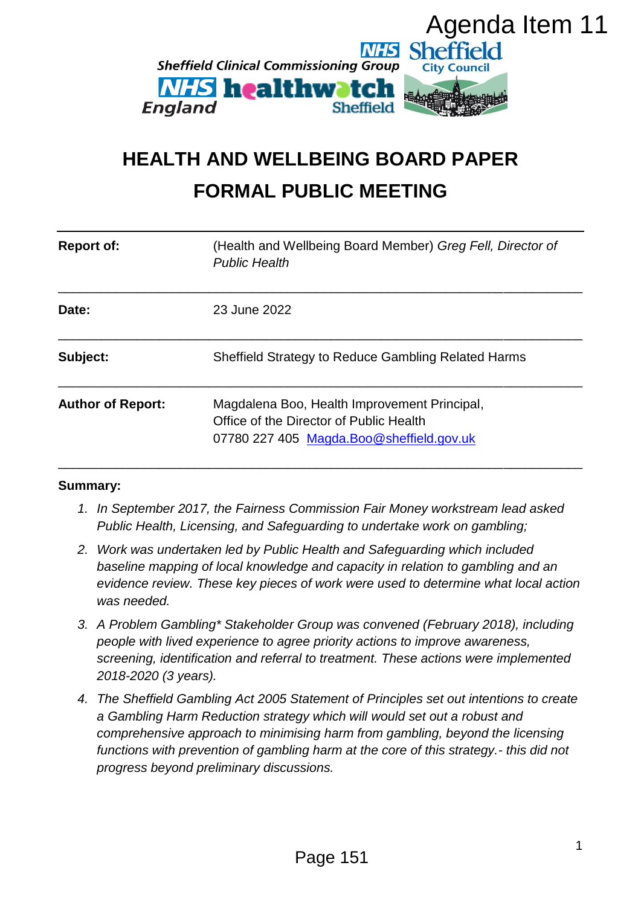Agenda Item 11

# HEALTH AND WELLBEING BOARD PAPER
# FORMAL PUBLIC MEETING

| | |
|---|---|
| **Report of:** | (Health and Wellbeing Board Member) *Greg Fell, Director of Public Health* |
| **Date:** | 23 June 2022 |
| **Subject:** | Sheffield Strategy to Reduce Gambling Related Harms |
| **Author of Report:** | Magdalena Boo, Health Improvement Principal, Office of the Director of Public Health<br>07780 227 405 Magda.Boo@sheffield.gov.uk |

**Summary:**

1. *In September 2017, the Fairness Commission Fair Money workstream lead asked Public Health, Licensing, and Safeguarding to undertake work on gambling;*
2. *Work was undertaken led by Public Health and Safeguarding which included baseline mapping of local knowledge and capacity in relation to gambling and an evidence review. These key pieces of work were used to determine what local action was needed.*
3. *A Problem Gambling* Stakeholder Group was convened (February 2018), including people with lived experience to agree priority actions to improve awareness, screening, identification and referral to treatment. These actions were implemented 2018-2020 (3 years).*
4. *The Sheffield Gambling Act 2005 Statement of Principles set out intentions to create a Gambling Harm Reduction strategy which will would set out a robust and comprehensive approach to minimising harm from gambling, beyond the licensing functions with prevention of gambling harm at the core of this strategy.- this did not progress beyond preliminary discussions.*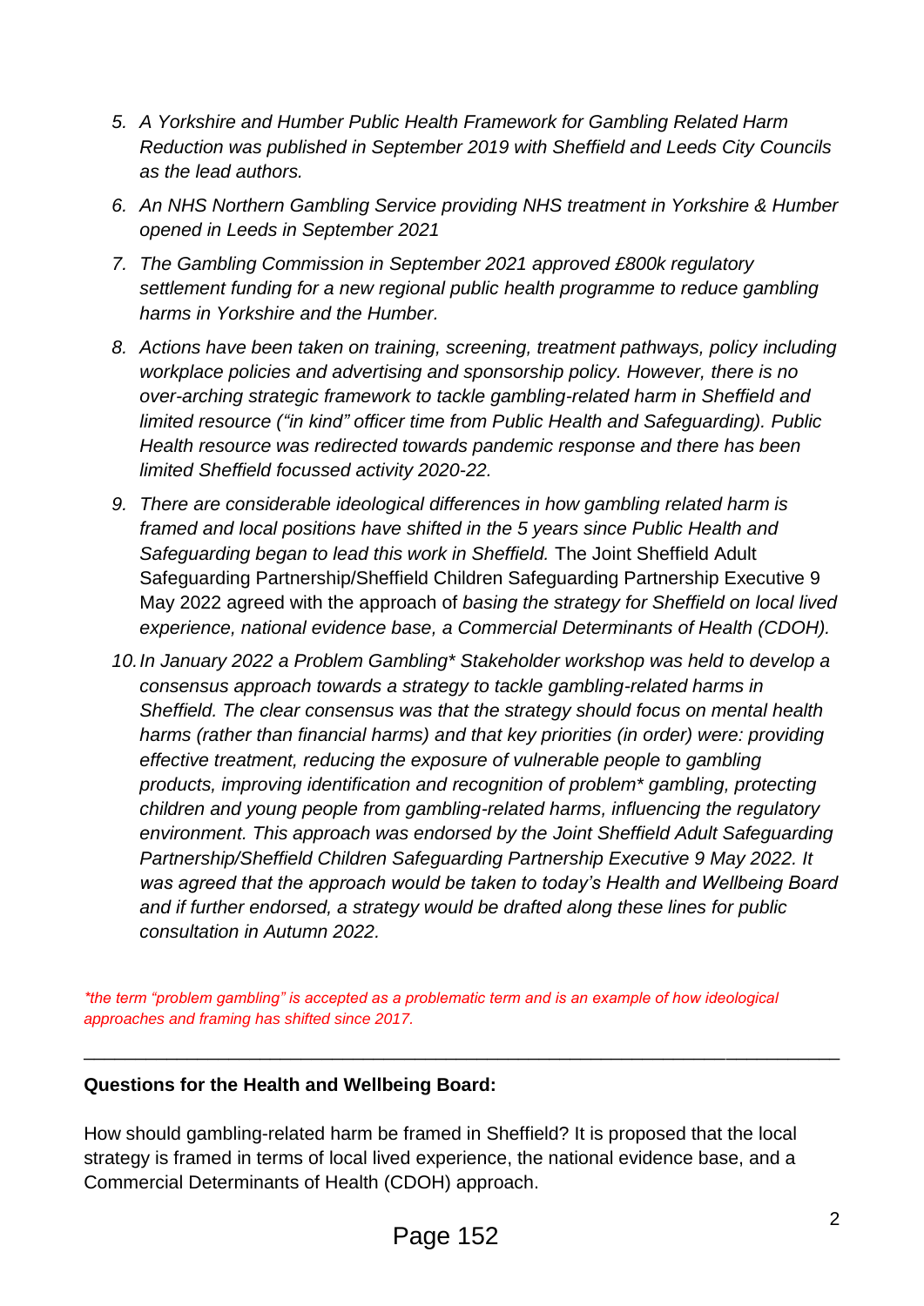5. *A Yorkshire and Humber Public Health Framework for Gambling Related Harm Reduction was published in September 2019 with Sheffield and Leeds City Councils as the lead authors.*
6. *An NHS Northern Gambling Service providing NHS treatment in Yorkshire & Humber opened in Leeds in September 2021*
7. *The Gambling Commission in September 2021 approved £800k regulatory settlement funding for a new regional public health programme to reduce gambling harms in Yorkshire and the Humber.*
8. *Actions have been taken on training, screening, treatment pathways, policy including workplace policies and advertising and sponsorship policy. However, there is no over-arching strategic framework to tackle gambling-related harm in Sheffield and limited resource ("in kind" officer time from Public Health and Safeguarding). Public Health resource was redirected towards pandemic response and there has been limited Sheffield focussed activity 2020-22.*
9. *There are considerable ideological differences in how gambling related harm is framed and local positions have shifted in the 5 years since Public Health and Safeguarding began to lead this work in Sheffield.* The Joint Sheffield Adult Safeguarding Partnership/Sheffield Children Safeguarding Partnership Executive 9 May 2022 agreed with the approach of *basing the strategy for Sheffield on local lived experience, national evidence base, a Commercial Determinants of Health (CDOH).*
10. *In January 2022 a Problem Gambling* Stakeholder workshop was held to develop a consensus approach towards a strategy to tackle gambling-related harms in Sheffield. The clear consensus was that the strategy should focus on mental health harms (rather than financial harms) and that key priorities (in order) were: providing effective treatment, reducing the exposure of vulnerable people to gambling products, improving identification and recognition of problem* gambling, protecting children and young people from gambling-related harms, influencing the regulatory environment. This approach was endorsed by the Joint Sheffield Adult Safeguarding Partnership/Sheffield Children Safeguarding Partnership Executive 9 May 2022. It was agreed that the approach would be taken to today's Health and Wellbeing Board and if further endorsed, a strategy would be drafted along these lines for public consultation in Autumn 2022.*

*\*the term "problem gambling" is accepted as a problematic term and is an example of how ideological approaches and framing has shifted since 2017.*

---

**Questions for the Health and Wellbeing Board:**

How should gambling-related harm be framed in Sheffield? It is proposed that the local strategy is framed in terms of local lived experience, the national evidence base, and a Commercial Determinants of Health (CDOH) approach.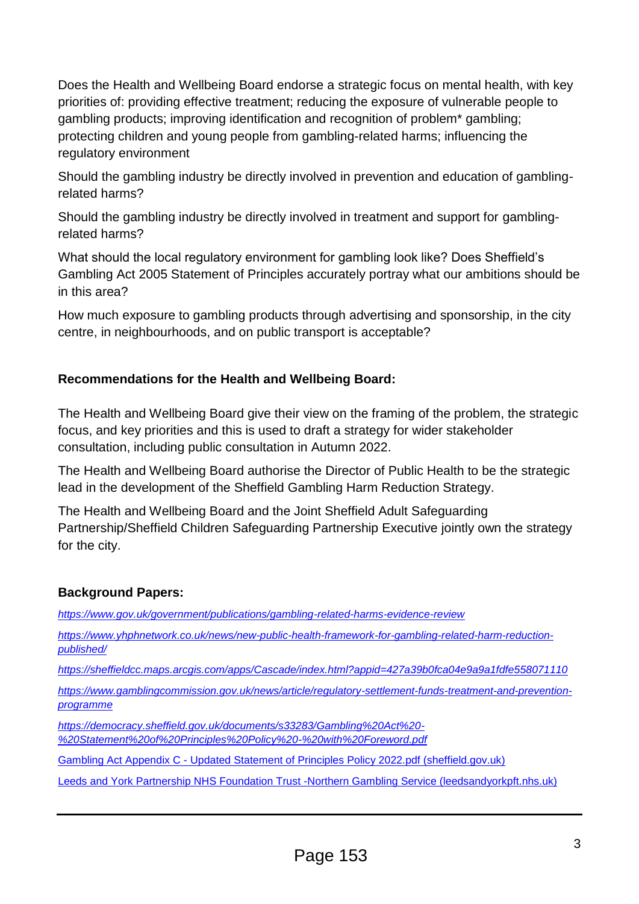Does the Health and Wellbeing Board endorse a strategic focus on mental health, with key priorities of: providing effective treatment; reducing the exposure of vulnerable people to gambling products; improving identification and recognition of problem* gambling; protecting children and young people from gambling-related harms; influencing the regulatory environment

Should the gambling industry be directly involved in prevention and education of gambling-related harms?

Should the gambling industry be directly involved in treatment and support for gambling-related harms?

What should the local regulatory environment for gambling look like? Does Sheffield's Gambling Act 2005 Statement of Principles accurately portray what our ambitions should be in this area?

How much exposure to gambling products through advertising and sponsorship, in the city centre, in neighbourhoods, and on public transport is acceptable?

**Recommendations for the Health and Wellbeing Board:**

The Health and Wellbeing Board give their view on the framing of the problem, the strategic focus, and key priorities and this is used to draft a strategy for wider stakeholder consultation, including public consultation in Autumn 2022.

The Health and Wellbeing Board authorise the Director of Public Health to be the strategic lead in the development of the Sheffield Gambling Harm Reduction Strategy.

The Health and Wellbeing Board and the Joint Sheffield Adult Safeguarding Partnership/Sheffield Children Safeguarding Partnership Executive jointly own the strategy for the city.

**Background Papers:**

*https://www.gov.uk/government/publications/gambling-related-harms-evidence-review*

*https://www.yhphnetwork.co.uk/news/new-public-health-framework-for-gambling-related-harm-reduction-published/*

*https://sheffieldcc.maps.arcgis.com/apps/Cascade/index.html?appid=427a39b0fca04e9a9a1fdfe558071110*

*https://www.gamblingcommission.gov.uk/news/article/regulatory-settlement-funds-treatment-and-prevention-programme*

*https://democracy.sheffield.gov.uk/documents/s33283/Gambling%20Act%20-%20Statement%20of%20Principles%20Policy%20-%20with%20Foreword.pdf*

Gambling Act Appendix C - Updated Statement of Principles Policy 2022.pdf (sheffield.gov.uk)

Leeds and York Partnership NHS Foundation Trust -Northern Gambling Service (leedsandyorkpft.nhs.uk)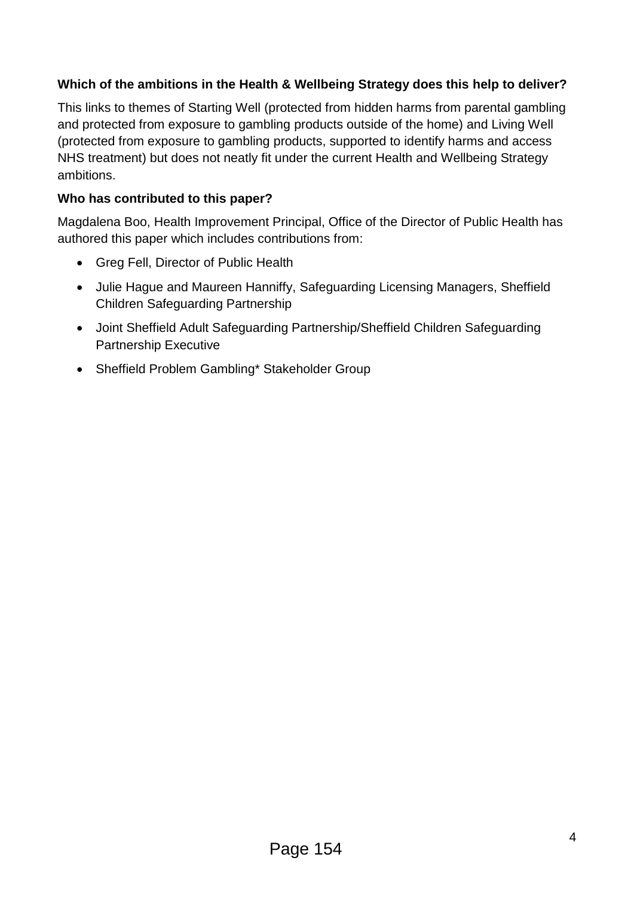**Which of the ambitions in the Health & Wellbeing Strategy does this help to deliver?**

This links to themes of Starting Well (protected from hidden harms from parental gambling and protected from exposure to gambling products outside of the home) and Living Well (protected from exposure to gambling products, supported to identify harms and access NHS treatment) but does not neatly fit under the current Health and Wellbeing Strategy ambitions.

**Who has contributed to this paper?**

Magdalena Boo, Health Improvement Principal, Office of the Director of Public Health has authored this paper which includes contributions from:

- Greg Fell, Director of Public Health
- Julie Hague and Maureen Hanniffy, Safeguarding Licensing Managers, Sheffield Children Safeguarding Partnership
- Joint Sheffield Adult Safeguarding Partnership/Sheffield Children Safeguarding Partnership Executive
- Sheffield Problem Gambling* Stakeholder Group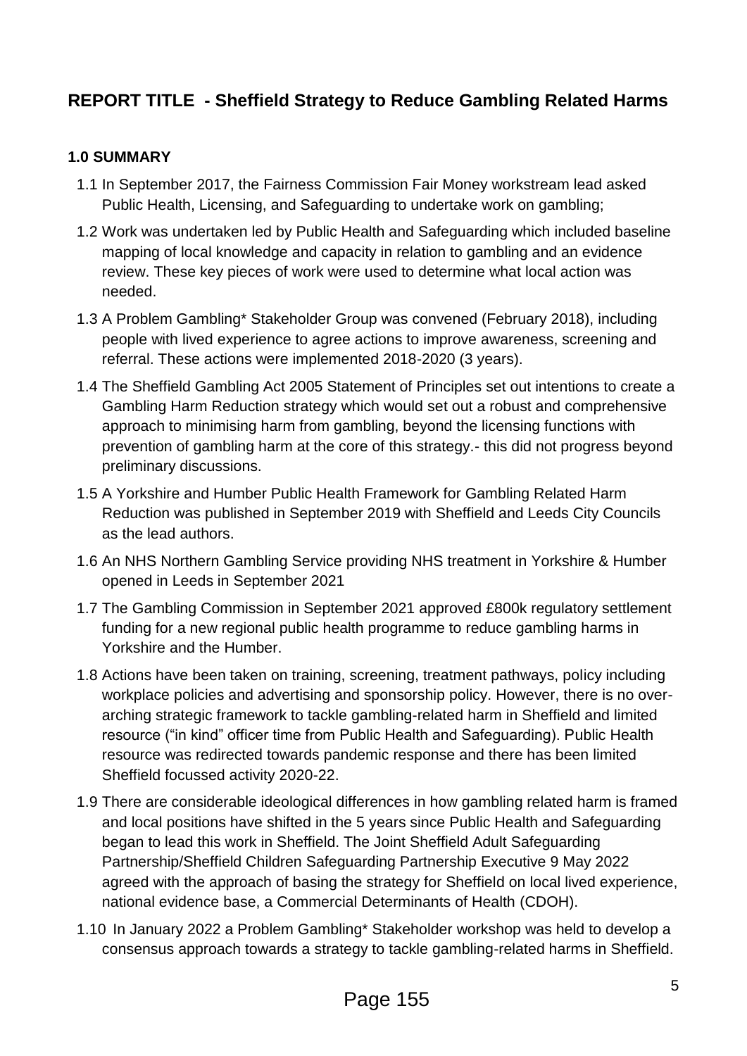## REPORT TITLE - Sheffield Strategy to Reduce Gambling Related Harms

### 1.0 SUMMARY

1.1 In September 2017, the Fairness Commission Fair Money workstream lead asked Public Health, Licensing, and Safeguarding to undertake work on gambling;

1.2 Work was undertaken led by Public Health and Safeguarding which included baseline mapping of local knowledge and capacity in relation to gambling and an evidence review. These key pieces of work were used to determine what local action was needed.

1.3 A Problem Gambling* Stakeholder Group was convened (February 2018), including people with lived experience to agree actions to improve awareness, screening and referral. These actions were implemented 2018-2020 (3 years).

1.4 The Sheffield Gambling Act 2005 Statement of Principles set out intentions to create a Gambling Harm Reduction strategy which would set out a robust and comprehensive approach to minimising harm from gambling, beyond the licensing functions with prevention of gambling harm at the core of this strategy.- this did not progress beyond preliminary discussions.

1.5 A Yorkshire and Humber Public Health Framework for Gambling Related Harm Reduction was published in September 2019 with Sheffield and Leeds City Councils as the lead authors.

1.6 An NHS Northern Gambling Service providing NHS treatment in Yorkshire & Humber opened in Leeds in September 2021

1.7 The Gambling Commission in September 2021 approved £800k regulatory settlement funding for a new regional public health programme to reduce gambling harms in Yorkshire and the Humber.

1.8 Actions have been taken on training, screening, treatment pathways, policy including workplace policies and advertising and sponsorship policy. However, there is no over-arching strategic framework to tackle gambling-related harm in Sheffield and limited resource ("in kind" officer time from Public Health and Safeguarding). Public Health resource was redirected towards pandemic response and there has been limited Sheffield focussed activity 2020-22.

1.9 There are considerable ideological differences in how gambling related harm is framed and local positions have shifted in the 5 years since Public Health and Safeguarding began to lead this work in Sheffield. The Joint Sheffield Adult Safeguarding Partnership/Sheffield Children Safeguarding Partnership Executive 9 May 2022 agreed with the approach of basing the strategy for Sheffield on local lived experience, national evidence base, a Commercial Determinants of Health (CDOH).

1.10 In January 2022 a Problem Gambling* Stakeholder workshop was held to develop a consensus approach towards a strategy to tackle gambling-related harms in Sheffield.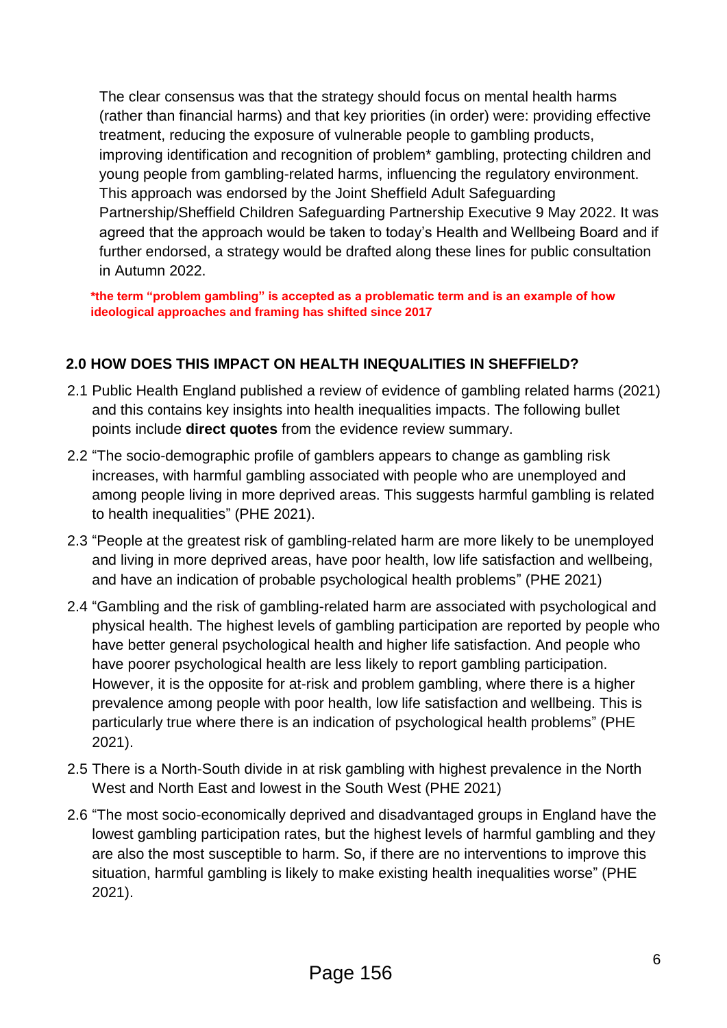The clear consensus was that the strategy should focus on mental health harms (rather than financial harms) and that key priorities (in order) were: providing effective treatment, reducing the exposure of vulnerable people to gambling products, improving identification and recognition of problem* gambling, protecting children and young people from gambling-related harms, influencing the regulatory environment. This approach was endorsed by the Joint Sheffield Adult Safeguarding Partnership/Sheffield Children Safeguarding Partnership Executive 9 May 2022. It was agreed that the approach would be taken to today's Health and Wellbeing Board and if further endorsed, a strategy would be drafted along these lines for public consultation in Autumn 2022.

**\*the term "problem gambling" is accepted as a problematic term and is an example of how ideological approaches and framing has shifted since 2017**

## 2.0 HOW DOES THIS IMPACT ON HEALTH INEQUALITIES IN SHEFFIELD?

2.1 Public Health England published a review of evidence of gambling related harms (2021) and this contains key insights into health inequalities impacts. The following bullet points include **direct quotes** from the evidence review summary.

2.2 "The socio-demographic profile of gamblers appears to change as gambling risk increases, with harmful gambling associated with people who are unemployed and among people living in more deprived areas. This suggests harmful gambling is related to health inequalities" (PHE 2021).

2.3 "People at the greatest risk of gambling-related harm are more likely to be unemployed and living in more deprived areas, have poor health, low life satisfaction and wellbeing, and have an indication of probable psychological health problems" (PHE 2021)

2.4 "Gambling and the risk of gambling-related harm are associated with psychological and physical health. The highest levels of gambling participation are reported by people who have better general psychological health and higher life satisfaction. And people who have poorer psychological health are less likely to report gambling participation. However, it is the opposite for at-risk and problem gambling, where there is a higher prevalence among people with poor health, low life satisfaction and wellbeing. This is particularly true where there is an indication of psychological health problems" (PHE 2021).

2.5 There is a North-South divide in at risk gambling with highest prevalence in the North West and North East and lowest in the South West (PHE 2021)

2.6 "The most socio-economically deprived and disadvantaged groups in England have the lowest gambling participation rates, but the highest levels of harmful gambling and they are also the most susceptible to harm. So, if there are no interventions to improve this situation, harmful gambling is likely to make existing health inequalities worse" (PHE 2021).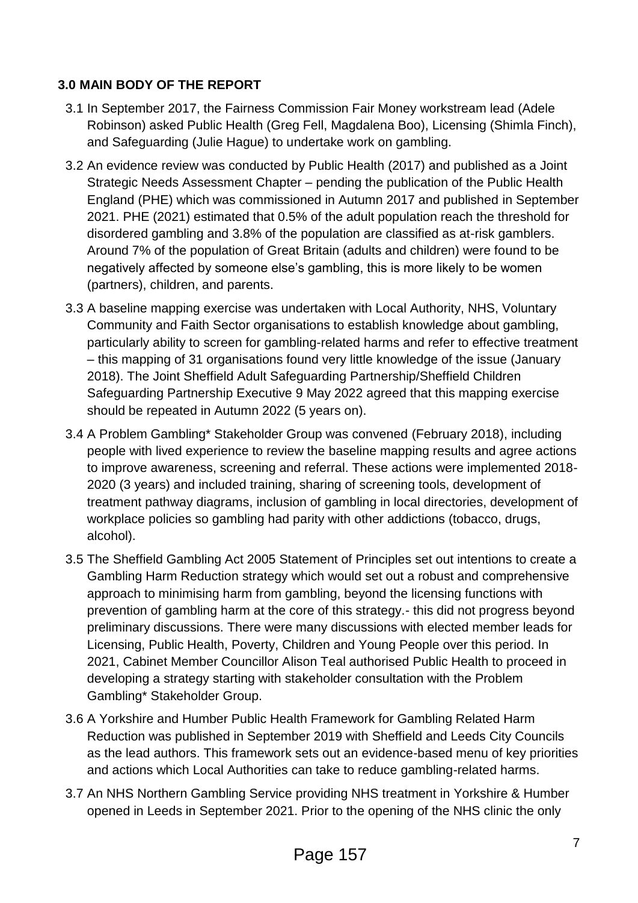**3.0 MAIN BODY OF THE REPORT**

3.1 In September 2017, the Fairness Commission Fair Money workstream lead (Adele Robinson) asked Public Health (Greg Fell, Magdalena Boo), Licensing (Shimla Finch), and Safeguarding (Julie Hague) to undertake work on gambling.

3.2 An evidence review was conducted by Public Health (2017) and published as a Joint Strategic Needs Assessment Chapter – pending the publication of the Public Health England (PHE) which was commissioned in Autumn 2017 and published in September 2021. PHE (2021) estimated that 0.5% of the adult population reach the threshold for disordered gambling and 3.8% of the population are classified as at-risk gamblers. Around 7% of the population of Great Britain (adults and children) were found to be negatively affected by someone else's gambling, this is more likely to be women (partners), children, and parents.

3.3 A baseline mapping exercise was undertaken with Local Authority, NHS, Voluntary Community and Faith Sector organisations to establish knowledge about gambling, particularly ability to screen for gambling-related harms and refer to effective treatment – this mapping of 31 organisations found very little knowledge of the issue (January 2018). The Joint Sheffield Adult Safeguarding Partnership/Sheffield Children Safeguarding Partnership Executive 9 May 2022 agreed that this mapping exercise should be repeated in Autumn 2022 (5 years on).

3.4 A Problem Gambling* Stakeholder Group was convened (February 2018), including people with lived experience to review the baseline mapping results and agree actions to improve awareness, screening and referral. These actions were implemented 2018-2020 (3 years) and included training, sharing of screening tools, development of treatment pathway diagrams, inclusion of gambling in local directories, development of workplace policies so gambling had parity with other addictions (tobacco, drugs, alcohol).

3.5 The Sheffield Gambling Act 2005 Statement of Principles set out intentions to create a Gambling Harm Reduction strategy which would set out a robust and comprehensive approach to minimising harm from gambling, beyond the licensing functions with prevention of gambling harm at the core of this strategy.- this did not progress beyond preliminary discussions. There were many discussions with elected member leads for Licensing, Public Health, Poverty, Children and Young People over this period. In 2021, Cabinet Member Councillor Alison Teal authorised Public Health to proceed in developing a strategy starting with stakeholder consultation with the Problem Gambling* Stakeholder Group.

3.6 A Yorkshire and Humber Public Health Framework for Gambling Related Harm Reduction was published in September 2019 with Sheffield and Leeds City Councils as the lead authors. This framework sets out an evidence-based menu of key priorities and actions which Local Authorities can take to reduce gambling-related harms.

3.7 An NHS Northern Gambling Service providing NHS treatment in Yorkshire & Humber opened in Leeds in September 2021. Prior to the opening of the NHS clinic the only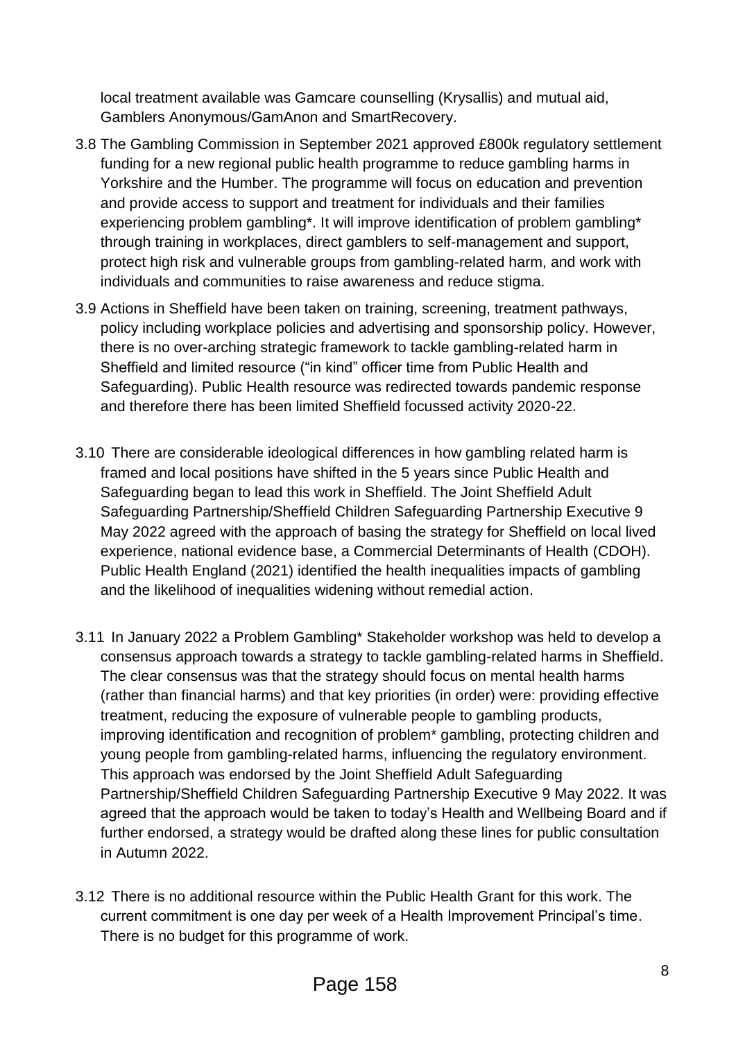local treatment available was Gamcare counselling (Krysallis) and mutual aid, Gamblers Anonymous/GamAnon and SmartRecovery.

3.8 The Gambling Commission in September 2021 approved £800k regulatory settlement funding for a new regional public health programme to reduce gambling harms in Yorkshire and the Humber. The programme will focus on education and prevention and provide access to support and treatment for individuals and their families experiencing problem gambling*. It will improve identification of problem gambling* through training in workplaces, direct gamblers to self-management and support, protect high risk and vulnerable groups from gambling-related harm, and work with individuals and communities to raise awareness and reduce stigma.

3.9 Actions in Sheffield have been taken on training, screening, treatment pathways, policy including workplace policies and advertising and sponsorship policy. However, there is no over-arching strategic framework to tackle gambling-related harm in Sheffield and limited resource ("in kind" officer time from Public Health and Safeguarding). Public Health resource was redirected towards pandemic response and therefore there has been limited Sheffield focussed activity 2020-22.

3.10 There are considerable ideological differences in how gambling related harm is framed and local positions have shifted in the 5 years since Public Health and Safeguarding began to lead this work in Sheffield. The Joint Sheffield Adult Safeguarding Partnership/Sheffield Children Safeguarding Partnership Executive 9 May 2022 agreed with the approach of basing the strategy for Sheffield on local lived experience, national evidence base, a Commercial Determinants of Health (CDOH). Public Health England (2021) identified the health inequalities impacts of gambling and the likelihood of inequalities widening without remedial action.

3.11 In January 2022 a Problem Gambling* Stakeholder workshop was held to develop a consensus approach towards a strategy to tackle gambling-related harms in Sheffield. The clear consensus was that the strategy should focus on mental health harms (rather than financial harms) and that key priorities (in order) were: providing effective treatment, reducing the exposure of vulnerable people to gambling products, improving identification and recognition of problem* gambling, protecting children and young people from gambling-related harms, influencing the regulatory environment. This approach was endorsed by the Joint Sheffield Adult Safeguarding Partnership/Sheffield Children Safeguarding Partnership Executive 9 May 2022. It was agreed that the approach would be taken to today's Health and Wellbeing Board and if further endorsed, a strategy would be drafted along these lines for public consultation in Autumn 2022.

3.12 There is no additional resource within the Public Health Grant for this work. The current commitment is one day per week of a Health Improvement Principal's time. There is no budget for this programme of work.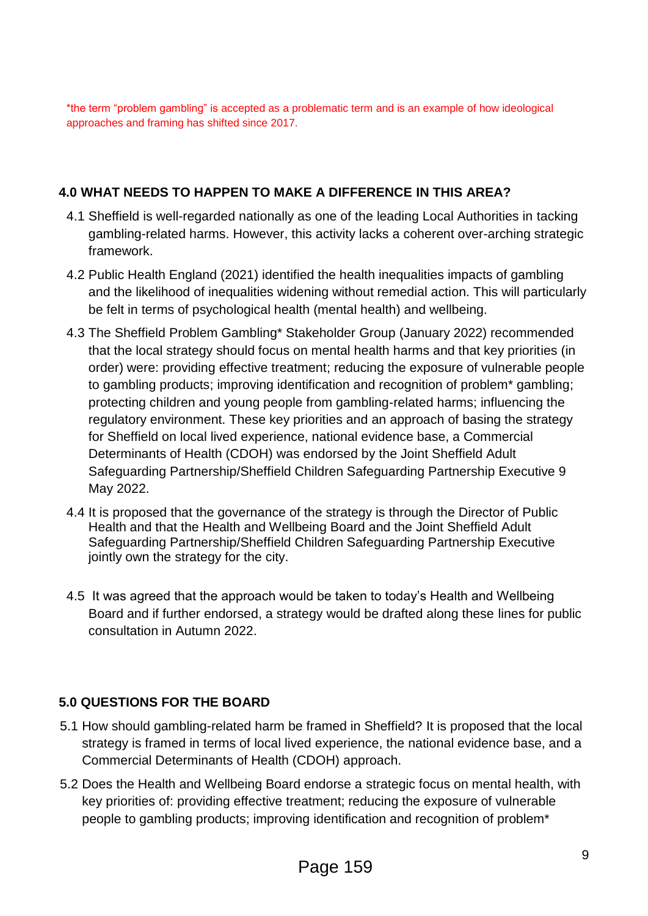*the term "problem gambling" is accepted as a problematic term and is an example of how ideological approaches and framing has shifted since 2017.

## 4.0 WHAT NEEDS TO HAPPEN TO MAKE A DIFFERENCE IN THIS AREA?

4.1 Sheffield is well-regarded nationally as one of the leading Local Authorities in tacking gambling-related harms. However, this activity lacks a coherent over-arching strategic framework.

4.2 Public Health England (2021) identified the health inequalities impacts of gambling and the likelihood of inequalities widening without remedial action. This will particularly be felt in terms of psychological health (mental health) and wellbeing.

4.3 The Sheffield Problem Gambling* Stakeholder Group (January 2022) recommended that the local strategy should focus on mental health harms and that key priorities (in order) were: providing effective treatment; reducing the exposure of vulnerable people to gambling products; improving identification and recognition of problem* gambling; protecting children and young people from gambling-related harms; influencing the regulatory environment. These key priorities and an approach of basing the strategy for Sheffield on local lived experience, national evidence base, a Commercial Determinants of Health (CDOH) was endorsed by the Joint Sheffield Adult Safeguarding Partnership/Sheffield Children Safeguarding Partnership Executive 9 May 2022.

4.4 It is proposed that the governance of the strategy is through the Director of Public Health and that the Health and Wellbeing Board and the Joint Sheffield Adult Safeguarding Partnership/Sheffield Children Safeguarding Partnership Executive jointly own the strategy for the city.

4.5 It was agreed that the approach would be taken to today's Health and Wellbeing Board and if further endorsed, a strategy would be drafted along these lines for public consultation in Autumn 2022.

## 5.0 QUESTIONS FOR THE BOARD

5.1 How should gambling-related harm be framed in Sheffield? It is proposed that the local strategy is framed in terms of local lived experience, the national evidence base, and a Commercial Determinants of Health (CDOH) approach.

5.2 Does the Health and Wellbeing Board endorse a strategic focus on mental health, with key priorities of: providing effective treatment; reducing the exposure of vulnerable people to gambling products; improving identification and recognition of problem*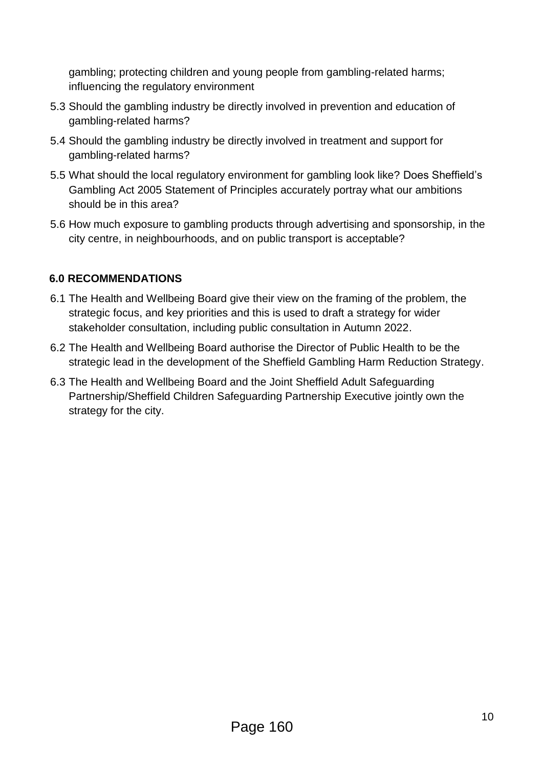gambling; protecting children and young people from gambling-related harms; influencing the regulatory environment

5.3 Should the gambling industry be directly involved in prevention and education of gambling-related harms?

5.4 Should the gambling industry be directly involved in treatment and support for gambling-related harms?

5.5 What should the local regulatory environment for gambling look like? Does Sheffield's Gambling Act 2005 Statement of Principles accurately portray what our ambitions should be in this area?

5.6 How much exposure to gambling products through advertising and sponsorship, in the city centre, in neighbourhoods, and on public transport is acceptable?

## 6.0 RECOMMENDATIONS

6.1 The Health and Wellbeing Board give their view on the framing of the problem, the strategic focus, and key priorities and this is used to draft a strategy for wider stakeholder consultation, including public consultation in Autumn 2022.

6.2 The Health and Wellbeing Board authorise the Director of Public Health to be the strategic lead in the development of the Sheffield Gambling Harm Reduction Strategy.

6.3 The Health and Wellbeing Board and the Joint Sheffield Adult Safeguarding Partnership/Sheffield Children Safeguarding Partnership Executive jointly own the strategy for the city.